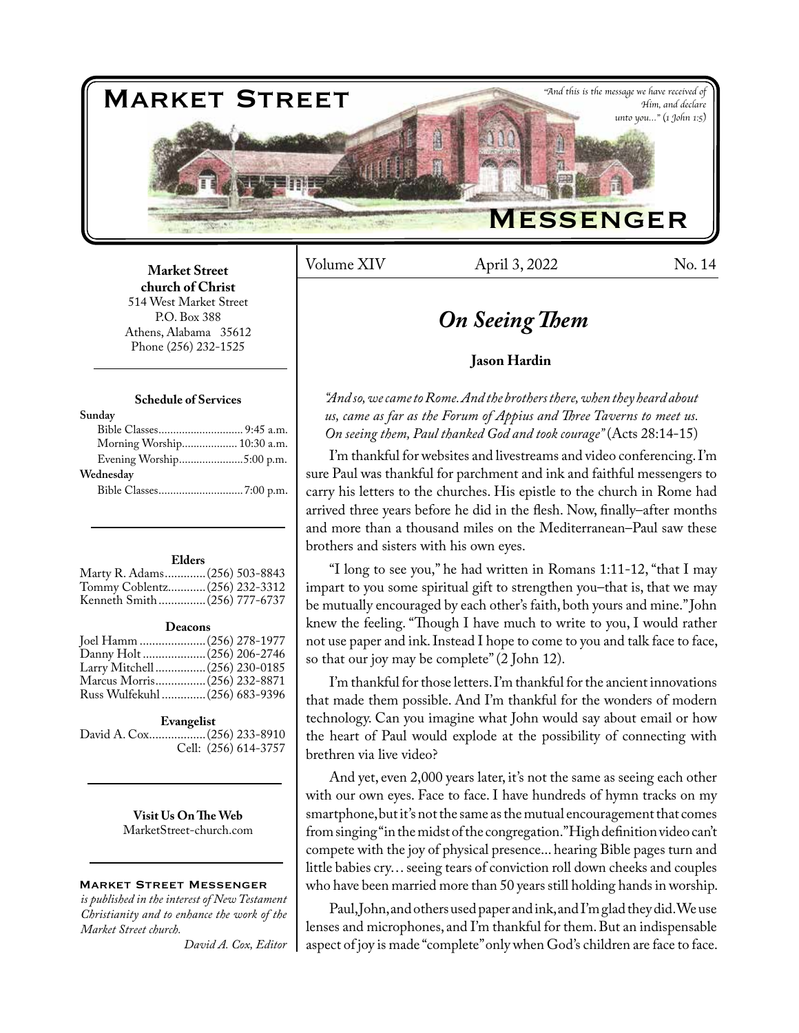# Market Street Messenger

*"And this is the message we have received of Him, and declare unto you..." (1 John 1:5)*

Volume XIV — April 3, 2022 — No. 14

**Market Street church of Christ**
514 West Market Street
P.O. Box 388
Athens, Alabama 35612
Phone (256) 232-1525

**Schedule of Services**

**Sunday**
Bible Classes............................. 9:45 a.m.
Morning Worship................... 10:30 a.m.
Evening Worship......................5:00 p.m.

**Wednesday**
Bible Classes.............................7:00 p.m.

**Elders**
Marty R. Adams.............(256) 503-8843
Tommy Coblentz............(256) 232-3312
Kenneth Smith...............(256) 777-6737

**Deacons**
Joel Hamm.....................(256) 278-1977
Danny Holt....................(256) 206-2746
Larry Mitchell................(256) 230-0185
Marcus Morris................(256) 232-8871
Russ Wulfekuhl..............(256) 683-9396

**Evangelist**
David A. Cox..................(256) 233-8910
Cell: (256) 614-3757

**Visit Us On The Web**
MarketStreet-church.com

**Market Street Messenger** *is published in the interest of New Testament Christianity and to enhance the work of the Market Street church.*

*David A. Cox, Editor*

## *On Seeing Them*

**Jason Hardin**

*"And so, we came to Rome. And the brothers there, when they heard about us, came as far as the Forum of Appius and Three Taverns to meet us. On seeing them, Paul thanked God and took courage"* (Acts 28:14-15)

I'm thankful for websites and livestreams and video conferencing. I'm sure Paul was thankful for parchment and ink and faithful messengers to carry his letters to the churches. His epistle to the church in Rome had arrived three years before he did in the flesh. Now, finally–after months and more than a thousand miles on the Mediterranean–Paul saw these brothers and sisters with his own eyes.

"I long to see you," he had written in Romans 1:11-12, "that I may impart to you some spiritual gift to strengthen you–that is, that we may be mutually encouraged by each other's faith, both yours and mine." John knew the feeling. "Though I have much to write to you, I would rather not use paper and ink. Instead I hope to come to you and talk face to face, so that our joy may be complete" (2 John 12).

I'm thankful for those letters. I'm thankful for the ancient innovations that made them possible. And I'm thankful for the wonders of modern technology. Can you imagine what John would say about email or how the heart of Paul would explode at the possibility of connecting with brethren via live video?

And yet, even 2,000 years later, it's not the same as seeing each other with our own eyes. Face to face. I have hundreds of hymn tracks on my smartphone, but it's not the same as the mutual encouragement that comes from singing "in the midst of the congregation." High definition video can't compete with the joy of physical presence... hearing Bible pages turn and little babies cry... seeing tears of conviction roll down cheeks and couples who have been married more than 50 years still holding hands in worship.

Paul, John, and others used paper and ink, and I'm glad they did. We use lenses and microphones, and I'm thankful for them. But an indispensable aspect of joy is made "complete" only when God's children are face to face.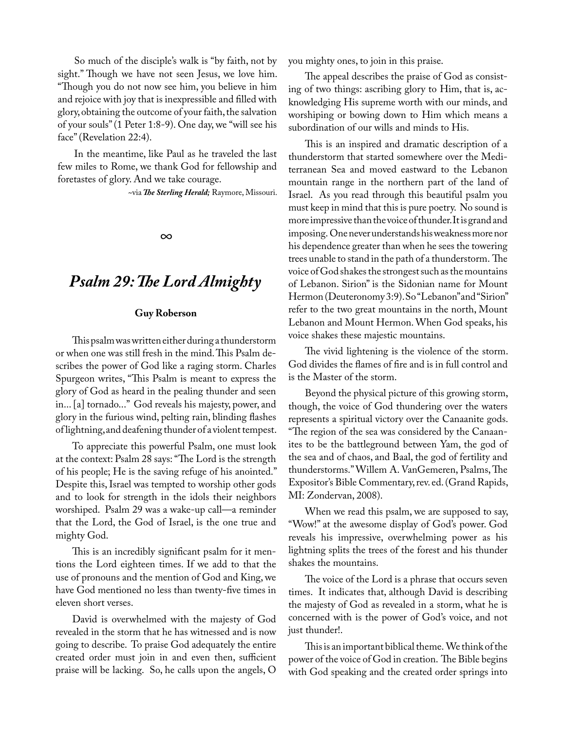So much of the disciple's walk is "by faith, not by sight." Though we have not seen Jesus, we love him. "Though you do not now see him, you believe in him and rejoice with joy that is inexpressible and filled with glory, obtaining the outcome of your faith, the salvation of your souls" (1 Peter 1:8-9). One day, we "will see his face" (Revelation 22:4).

In the meantime, like Paul as he traveled the last few miles to Rome, we thank God for fellowship and foretastes of glory. And we take courage.

~via ***The Sterling Herald;*** Raymore, Missouri.

∞

# *Psalm 29: The Lord Almighty*

**Guy Roberson**

This psalm was written either during a thunderstorm or when one was still fresh in the mind. This Psalm describes the power of God like a raging storm. Charles Spurgeon writes, "This Psalm is meant to express the glory of God as heard in the pealing thunder and seen in... [a] tornado..." God reveals his majesty, power, and glory in the furious wind, pelting rain, blinding flashes of lightning, and deafening thunder of a violent tempest.

To appreciate this powerful Psalm, one must look at the context: Psalm 28 says: "The Lord is the strength of his people; He is the saving refuge of his anointed." Despite this, Israel was tempted to worship other gods and to look for strength in the idols their neighbors worshiped. Psalm 29 was a wake-up call—a reminder that the Lord, the God of Israel, is the one true and mighty God.

This is an incredibly significant psalm for it mentions the Lord eighteen times. If we add to that the use of pronouns and the mention of God and King, we have God mentioned no less than twenty-five times in eleven short verses.

David is overwhelmed with the majesty of God revealed in the storm that he has witnessed and is now going to describe. To praise God adequately the entire created order must join in and even then, sufficient praise will be lacking. So, he calls upon the angels, O you mighty ones, to join in this praise.

The appeal describes the praise of God as consisting of two things: ascribing glory to Him, that is, acknowledging His supreme worth with our minds, and worshiping or bowing down to Him which means a subordination of our wills and minds to His.

This is an inspired and dramatic description of a thunderstorm that started somewhere over the Mediterranean Sea and moved eastward to the Lebanon mountain range in the northern part of the land of Israel. As you read through this beautiful psalm you must keep in mind that this is pure poetry. No sound is more impressive than the voice of thunder. It is grand and imposing. One never understands his weakness more nor his dependence greater than when he sees the towering trees unable to stand in the path of a thunderstorm. The voice of God shakes the strongest such as the mountains of Lebanon. Sirion" is the Sidonian name for Mount Hermon (Deuteronomy 3:9). So "Lebanon" and "Sirion" refer to the two great mountains in the north, Mount Lebanon and Mount Hermon. When God speaks, his voice shakes these majestic mountains.

The vivid lightening is the violence of the storm. God divides the flames of fire and is in full control and is the Master of the storm.

Beyond the physical picture of this growing storm, though, the voice of God thundering over the waters represents a spiritual victory over the Canaanite gods. "The region of the sea was considered by the Canaanites to be the battleground between Yam, the god of the sea and of chaos, and Baal, the god of fertility and thunderstorms." Willem A. VanGemeren, Psalms, The Expositor's Bible Commentary, rev. ed. (Grand Rapids, MI: Zondervan, 2008).

When we read this psalm, we are supposed to say, "Wow!" at the awesome display of God's power. God reveals his impressive, overwhelming power as his lightning splits the trees of the forest and his thunder shakes the mountains.

The voice of the Lord is a phrase that occurs seven times. It indicates that, although David is describing the majesty of God as revealed in a storm, what he is concerned with is the power of God's voice, and not just thunder!.

This is an important biblical theme. We think of the power of the voice of God in creation. The Bible begins with God speaking and the created order springs into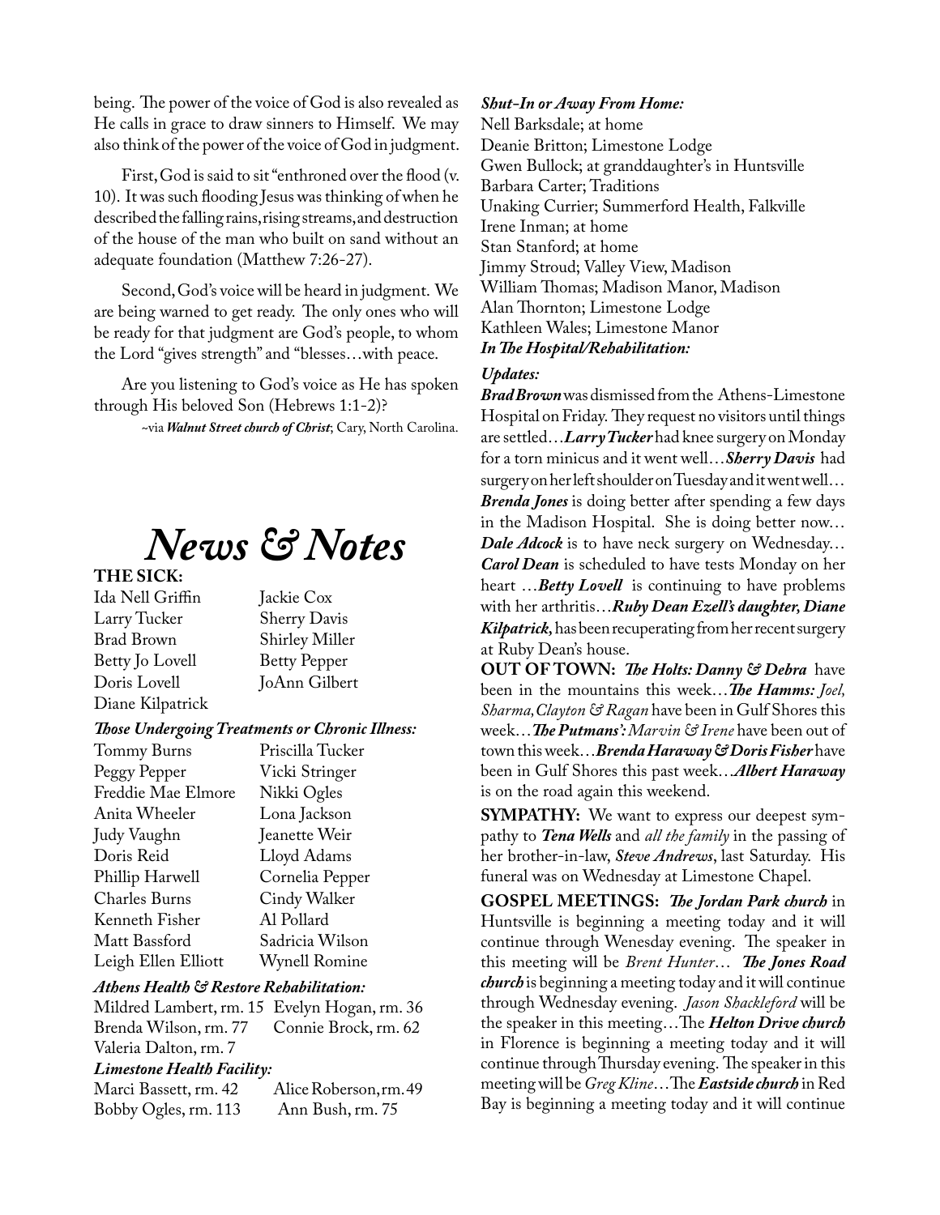being. The power of the voice of God is also revealed as He calls in grace to draw sinners to Himself. We may also think of the power of the voice of God in judgment.

First, God is said to sit "enthroned over the flood (v. 10). It was such flooding Jesus was thinking of when he described the falling rains, rising streams, and destruction of the house of the man who built on sand without an adequate foundation (Matthew 7:26-27).

Second, God's voice will be heard in judgment. We are being warned to get ready. The only ones who will be ready for that judgment are God's people, to whom the Lord "gives strength" and "blesses…with peace.

Are you listening to God's voice as He has spoken through His beloved Son (Hebrews 1:1-2)?

~via ***Walnut Street church of Christ***; Cary, North Carolina.

# *News & Notes*

**THE SICK:**

| | |
|---|---|
| Ida Nell Griffin | Jackie Cox |
| Larry Tucker | Sherry Davis |
| Brad Brown | Shirley Miller |
| Betty Jo Lovell | Betty Pepper |
| Doris Lovell | JoAnn Gilbert |
| Diane Kilpatrick | |

***Those Undergoing Treatments or Chronic Illness:***

| | |
|---|---|
| Tommy Burns | Priscilla Tucker |
| Peggy Pepper | Vicki Stringer |
| Freddie Mae Elmore | Nikki Ogles |
| Anita Wheeler | Lona Jackson |
| Judy Vaughn | Jeanette Weir |
| Doris Reid | Lloyd Adams |
| Phillip Harwell | Cornelia Pepper |
| Charles Burns | Cindy Walker |
| Kenneth Fisher | Al Pollard |
| Matt Bassford | Sadricia Wilson |
| Leigh Ellen Elliott | Wynell Romine |

***Athens Health & Restore Rehabilitation:***

| | |
|---|---|
| Mildred Lambert, rm. 15 | Evelyn Hogan, rm. 36 |
| Brenda Wilson, rm. 77 | Connie Brock, rm. 62 |
| Valeria Dalton, rm. 7 | |

***Limestone Health Facility:***

| | |
|---|---|
| Marci Bassett, rm. 42 | Alice Roberson, rm. 49 |
| Bobby Ogles, rm. 113 | Ann Bush, rm. 75 |

***Shut-In or Away From Home:***

Nell Barksdale; at home
Deanie Britton; Limestone Lodge
Gwen Bullock; at granddaughter's in Huntsville
Barbara Carter; Traditions
Unaking Currier; Summerford Health, Falkville
Irene Inman; at home
Stan Stanford; at home
Jimmy Stroud; Valley View, Madison
William Thomas; Madison Manor, Madison
Alan Thornton; Limestone Lodge
Kathleen Wales; Limestone Manor

***In The Hospital/Rehabilitation:***

***Updates:***

***Brad Brown*** was dismissed from the Athens-Limestone Hospital on Friday. They request no visitors until things are settled…***Larry Tucker*** had knee surgery on Monday for a torn minicus and it went well…***Sherry Davis*** had surgery on her left shoulder on Tuesday and it went well… ***Brenda Jones*** is doing better after spending a few days in the Madison Hospital. She is doing better now… ***Dale Adcock*** is to have neck surgery on Wednesday… ***Carol Dean*** is scheduled to have tests Monday on her heart …***Betty Lovell*** is continuing to have problems with her arthritis…***Ruby Dean Ezell's daughter, Diane Kilpatrick,*** has been recuperating from her recent surgery at Ruby Dean's house.

**OUT OF TOWN:** ***The Holts: Danny & Debra*** have been in the mountains this week…***The Hamms:*** *Joel, Sharma, Clayton & Ragan* have been in Gulf Shores this week…***The Putmans':*** *Marvin & Irene* have been out of town this week…***Brenda Haraway & Doris Fisher*** have been in Gulf Shores this past week…***Albert Haraway*** is on the road again this weekend.

**SYMPATHY:** We want to express our deepest sympathy to ***Tena Wells*** and *all the family* in the passing of her brother-in-law, ***Steve Andrews***, last Saturday. His funeral was on Wednesday at Limestone Chapel.

**GOSPEL MEETINGS:** ***The Jordan Park church*** in Huntsville is beginning a meeting today and it will continue through Wenesday evening. The speaker in this meeting will be *Brent Hunter*… ***The Jones Road church*** is beginning a meeting today and it will continue through Wednesday evening. *Jason Shackleford* will be the speaker in this meeting…The ***Helton Drive church*** in Florence is beginning a meeting today and it will continue through Thursday evening. The speaker in this meeting will be *Greg Kline*…The ***Eastside church*** in Red Bay is beginning a meeting today and it will continue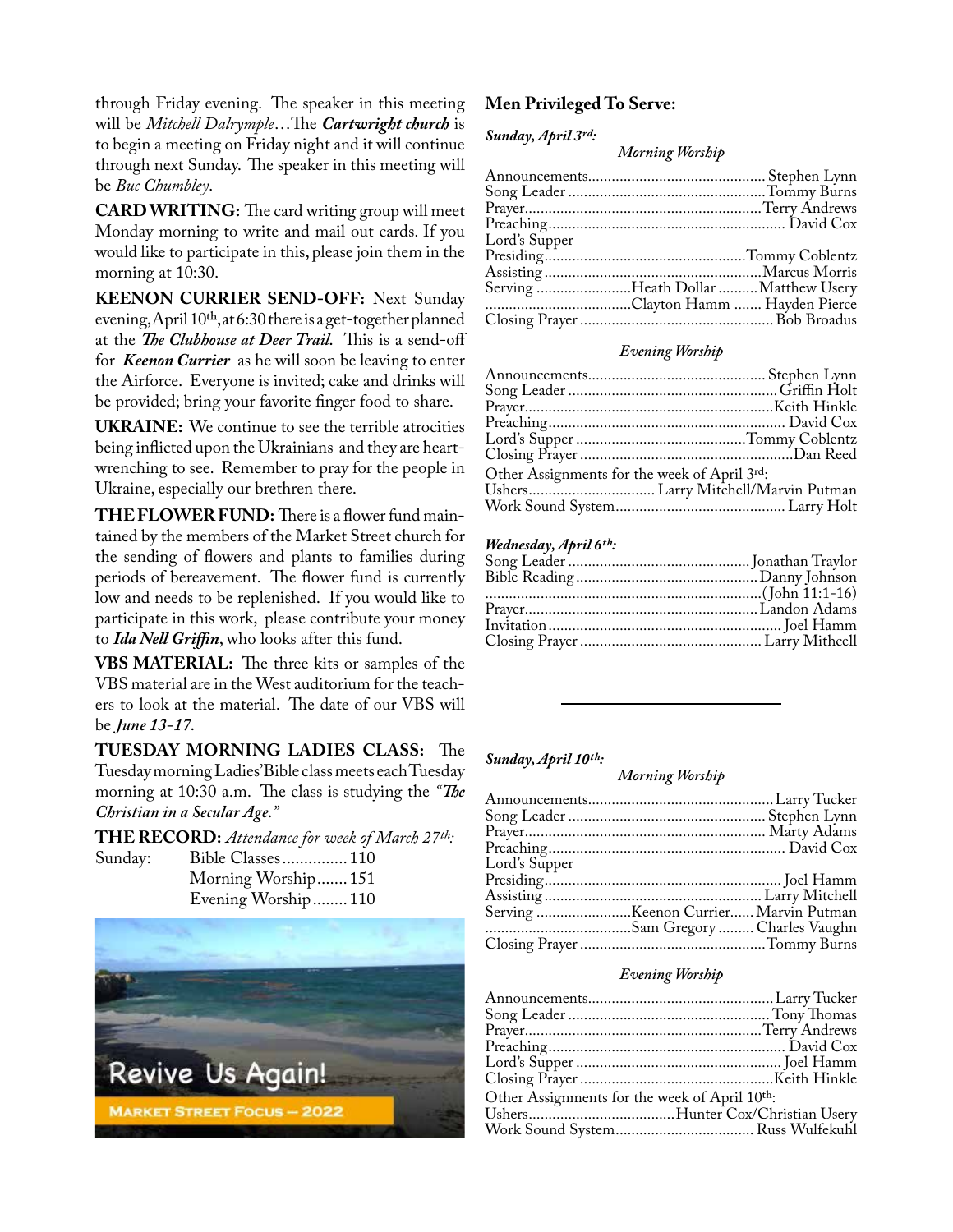through Friday evening. The speaker in this meeting will be *Mitchell Dalrymple*…The ***Cartwright church*** is to begin a meeting on Friday night and it will continue through next Sunday. The speaker in this meeting will be *Buc Chumbley*.

**CARD WRITING:** The card writing group will meet Monday morning to write and mail out cards. If you would like to participate in this, please join them in the morning at 10:30.

**KEENON CURRIER SEND-OFF:** Next Sunday evening, April 10th, at 6:30 there is a get-together planned at the ***The Clubhouse at Deer Trail***. This is a send-off for ***Keenon Currier*** as he will soon be leaving to enter the Airforce. Everyone is invited; cake and drinks will be provided; bring your favorite finger food to share.

**UKRAINE:** We continue to see the terrible atrocities being inflicted upon the Ukrainians and they are heart-wrenching to see. Remember to pray for the people in Ukraine, especially our brethren there.

**THE FLOWER FUND:** There is a flower fund maintained by the members of the Market Street church for the sending of flowers and plants to families during periods of bereavement. The flower fund is currently low and needs to be replenished. If you would like to participate in this work, please contribute your money to ***Ida Nell Griffin***, who looks after this fund.

**VBS MATERIAL:** The three kits or samples of the VBS material are in the West auditorium for the teachers to look at the material. The date of our VBS will be ***June 13-17***.

**TUESDAY MORNING LADIES CLASS:** The Tuesday morning Ladies' Bible class meets each Tuesday morning at 10:30 a.m. The class is studying the ***"The Christian in a Secular Age."***

**THE RECORD:** *Attendance for week of March 27th:*

| | | |
|---|---|---|
| Sunday: | Bible Classes | 110 |
| | Morning Worship | 151 |
| | Evening Worship | 110 |

Revive Us Again!

MARKET STREET FOCUS – 2022

## Men Privileged To Serve:

***Sunday, April 3rd:***

*Morning Worship*

Announcements………… Stephen Lynn
Song Leader………… Tommy Burns
Prayer………… Terry Andrews
Preaching………… David Cox
Lord's Supper
Presiding………… Tommy Coblentz
Assisting………… Marcus Morris
Serving ………… Heath Dollar ………… Matthew Usery
………… Clayton Hamm ………… Hayden Pierce
Closing Prayer………… Bob Broadus

*Evening Worship*

Announcements………… Stephen Lynn
Song Leader………… Griffin Holt
Prayer………… Keith Hinkle
Preaching………… David Cox
Lord's Supper………… Tommy Coblentz
Closing Prayer………… Dan Reed
Other Assignments for the week of April 3rd:
Ushers………… Larry Mitchell/Marvin Putman
Work Sound System………… Larry Holt

***Wednesday, April 6th:***

Song Leader………… Jonathan Traylor
Bible Reading………… Danny Johnson
………… (John 11:1-16)
Prayer………… Landon Adams
Invitation………… Joel Hamm
Closing Prayer………… Larry Mithcell

***Sunday, April 10th:***

*Morning Worship*

Announcements………… Larry Tucker
Song Leader………… Stephen Lynn
Prayer………… Marty Adams
Preaching………… David Cox
Lord's Supper
Presiding………… Joel Hamm
Assisting………… Larry Mitchell
Serving ………… Keenon Currier………… Marvin Putman
………… Sam Gregory ………… Charles Vaughn
Closing Prayer………… Tommy Burns

*Evening Worship*

Announcements………… Larry Tucker
Song Leader………… Tony Thomas
Prayer………… Terry Andrews
Preaching………… David Cox
Lord's Supper………… Joel Hamm
Closing Prayer………… Keith Hinkle
Other Assignments for the week of April 10th:
Ushers………… Hunter Cox/Christian Usery
Work Sound System………… Russ Wulfekuhl